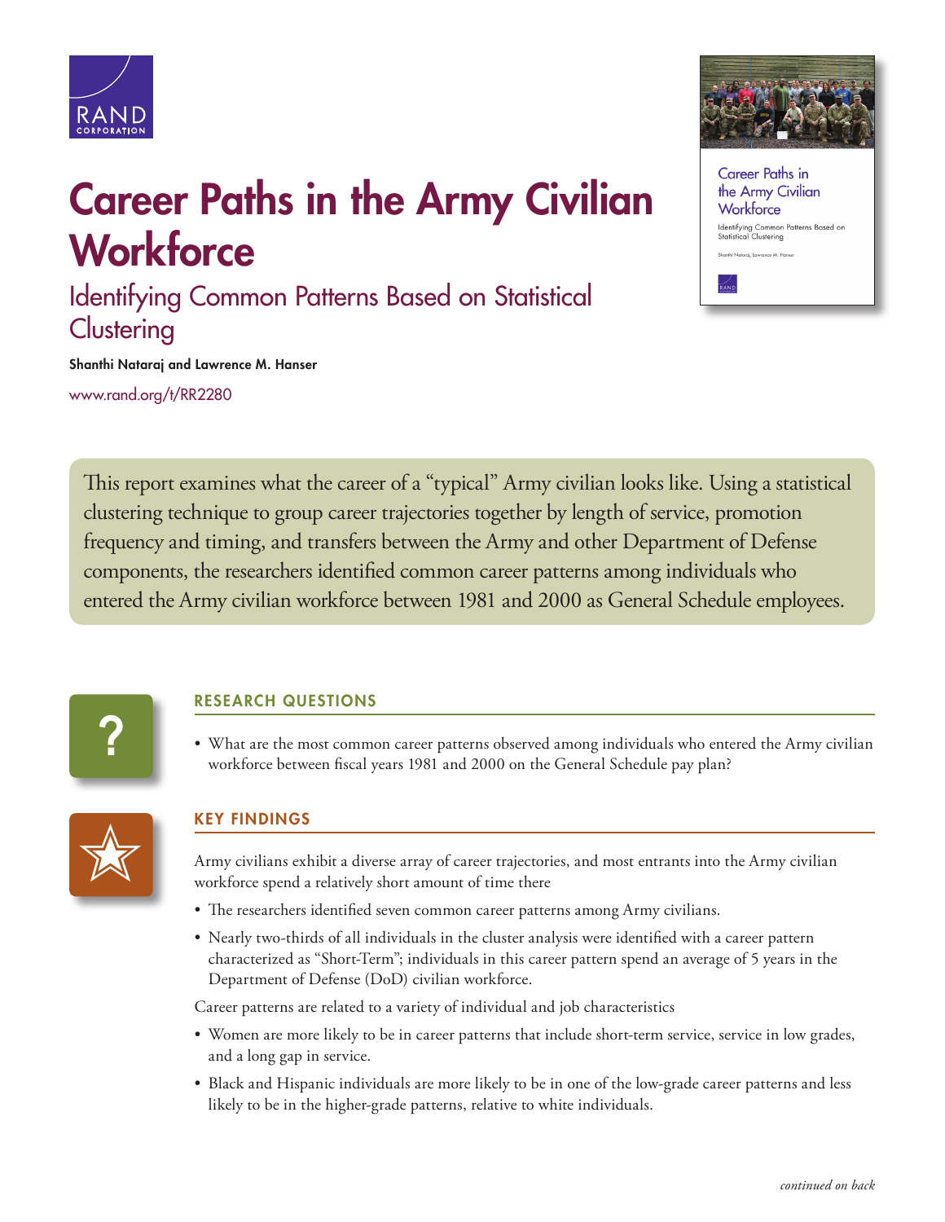# Career Paths in the Army Civilian Workforce

## Identifying Common Patterns Based on Statistical Clustering

**Shanthi Nataraj and Lawrence M. Hanser**

www.rand.org/t/RR2280

This report examines what the career of a "typical" Army civilian looks like. Using a statistical clustering technique to group career trajectories together by length of service, promotion frequency and timing, and transfers between the Army and other Department of Defense components, the researchers identified common career patterns among individuals who entered the Army civilian workforce between 1981 and 2000 as General Schedule employees.

### RESEARCH QUESTIONS

- What are the most common career patterns observed among individuals who entered the Army civilian workforce between fiscal years 1981 and 2000 on the General Schedule pay plan?

### KEY FINDINGS

Army civilians exhibit a diverse array of career trajectories, and most entrants into the Army civilian workforce spend a relatively short amount of time there

- The researchers identified seven common career patterns among Army civilians.
- Nearly two-thirds of all individuals in the cluster analysis were identified with a career pattern characterized as "Short-Term"; individuals in this career pattern spend an average of 5 years in the Department of Defense (DoD) civilian workforce.

Career patterns are related to a variety of individual and job characteristics

- Women are more likely to be in career patterns that include short-term service, service in low grades, and a long gap in service.
- Black and Hispanic individuals are more likely to be in one of the low-grade career patterns and less likely to be in the higher-grade patterns, relative to white individuals.

*continued on back*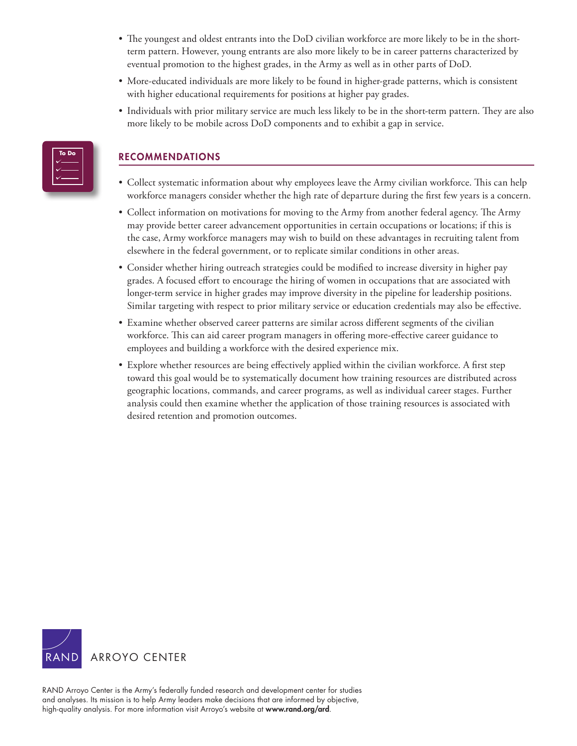- The youngest and oldest entrants into the DoD civilian workforce are more likely to be in the short-term pattern. However, young entrants are also more likely to be in career patterns characterized by eventual promotion to the highest grades, in the Army as well as in other parts of DoD.
- More-educated individuals are more likely to be found in higher-grade patterns, which is consistent with higher educational requirements for positions at higher pay grades.
- Individuals with prior military service are much less likely to be in the short-term pattern. They are also more likely to be mobile across DoD components and to exhibit a gap in service.

## RECOMMENDATIONS

- Collect systematic information about why employees leave the Army civilian workforce. This can help workforce managers consider whether the high rate of departure during the first few years is a concern.
- Collect information on motivations for moving to the Army from another federal agency. The Army may provide better career advancement opportunities in certain occupations or locations; if this is the case, Army workforce managers may wish to build on these advantages in recruiting talent from elsewhere in the federal government, or to replicate similar conditions in other areas.
- Consider whether hiring outreach strategies could be modified to increase diversity in higher pay grades. A focused effort to encourage the hiring of women in occupations that are associated with longer-term service in higher grades may improve diversity in the pipeline for leadership positions. Similar targeting with respect to prior military service or education credentials may also be effective.
- Examine whether observed career patterns are similar across different segments of the civilian workforce. This can aid career program managers in offering more-effective career guidance to employees and building a workforce with the desired experience mix.
- Explore whether resources are being effectively applied within the civilian workforce. A first step toward this goal would be to systematically document how training resources are distributed across geographic locations, commands, and career programs, as well as individual career stages. Further analysis could then examine whether the application of those training resources is associated with desired retention and promotion outcomes.

RAND ARROYO CENTER

RAND Arroyo Center is the Army's federally funded research and development center for studies and analyses. Its mission is to help Army leaders make decisions that are informed by objective, high-quality analysis. For more information visit Arroyo's website at **www.rand.org/ard**.